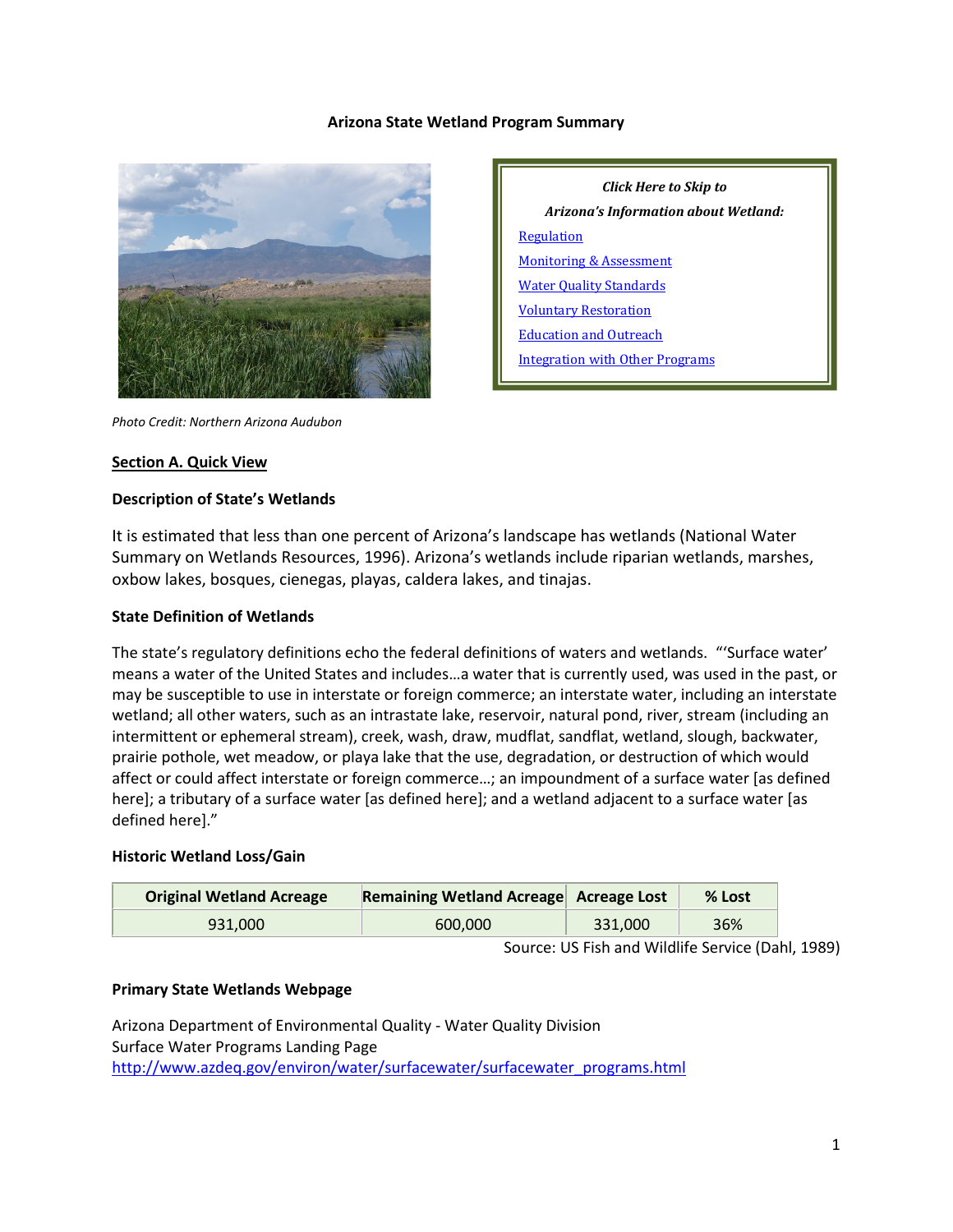# Arizona State Wetland Program Summary

*Click Here to Skip to*

***Arizona's Information about Wetland:***

[Regulation]

[Monitoring & Assessment]

[Water Quality Standards]

[Voluntary Restoration]

[Education and Outreach]

[Integration with Other Programs]

*Photo Credit: Northern Arizona Audubon*

## Section A. Quick View

### Description of State's Wetlands

It is estimated that less than one percent of Arizona's landscape has wetlands (National Water Summary on Wetlands Resources, 1996). Arizona's wetlands include riparian wetlands, marshes, oxbow lakes, bosques, cienegas, playas, caldera lakes, and tinajas.

### State Definition of Wetlands

The state's regulatory definitions echo the federal definitions of waters and wetlands. "'Surface water' means a water of the United States and includes…a water that is currently used, was used in the past, or may be susceptible to use in interstate or foreign commerce; an interstate water, including an interstate wetland; all other waters, such as an intrastate lake, reservoir, natural pond, river, stream (including an intermittent or ephemeral stream), creek, wash, draw, mudflat, sandflat, wetland, slough, backwater, prairie pothole, wet meadow, or playa lake that the use, degradation, or destruction of which would affect or could affect interstate or foreign commerce…; an impoundment of a surface water [as defined here]; a tributary of a surface water [as defined here]; and a wetland adjacent to a surface water [as defined here]."

### Historic Wetland Loss/Gain

| Original Wetland Acreage | Remaining Wetland Acreage | Acreage Lost | % Lost |
|---|---|---|---|
| 931,000 | 600,000 | 331,000 | 36% |

Source: US Fish and Wildlife Service (Dahl, 1989)

### Primary State Wetlands Webpage

Arizona Department of Environmental Quality - Water Quality Division
Surface Water Programs Landing Page
http://www.azdeq.gov/environ/water/surfacewater/surfacewater_programs.html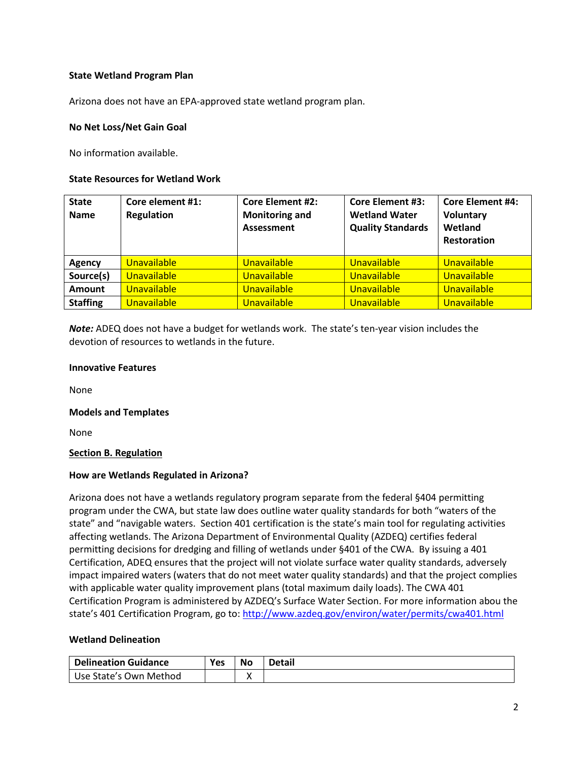### State Wetland Program Plan

Arizona does not have an EPA-approved state wetland program plan.

### No Net Loss/Net Gain Goal

No information available.

### State Resources for Wetland Work

| State Name | Core element #1: Regulation | Core Element #2: Monitoring and Assessment | Core Element #3: Wetland Water Quality Standards | Core Element #4: Voluntary Wetland Restoration |
|---|---|---|---|---|
| **Agency** | Unavailable | Unavailable | Unavailable | Unavailable |
| **Source(s)** | Unavailable | Unavailable | Unavailable | Unavailable |
| **Amount** | Unavailable | Unavailable | Unavailable | Unavailable |
| **Staffing** | Unavailable | Unavailable | Unavailable | Unavailable |

***Note:*** ADEQ does not have a budget for wetlands work. The state's ten-year vision includes the devotion of resources to wetlands in the future.

### Innovative Features

None

### Models and Templates

None

## Section B. Regulation

### How are Wetlands Regulated in Arizona?

Arizona does not have a wetlands regulatory program separate from the federal §404 permitting program under the CWA, but state law does outline water quality standards for both "waters of the state" and "navigable waters. Section 401 certification is the state's main tool for regulating activities affecting wetlands. The Arizona Department of Environmental Quality (AZDEQ) certifies federal permitting decisions for dredging and filling of wetlands under §401 of the CWA. By issuing a 401 Certification, ADEQ ensures that the project will not violate surface water quality standards, adversely impact impaired waters (waters that do not meet water quality standards) and that the project complies with applicable water quality improvement plans (total maximum daily loads). The CWA 401 Certification Program is administered by AZDEQ's Surface Water Section. For more information abou the state's 401 Certification Program, go to: http://www.azdeq.gov/environ/water/permits/cwa401.html

### Wetland Delineation

| Delineation Guidance | Yes | No | Detail |
|---|---|---|---|
| Use State's Own Method | | X | |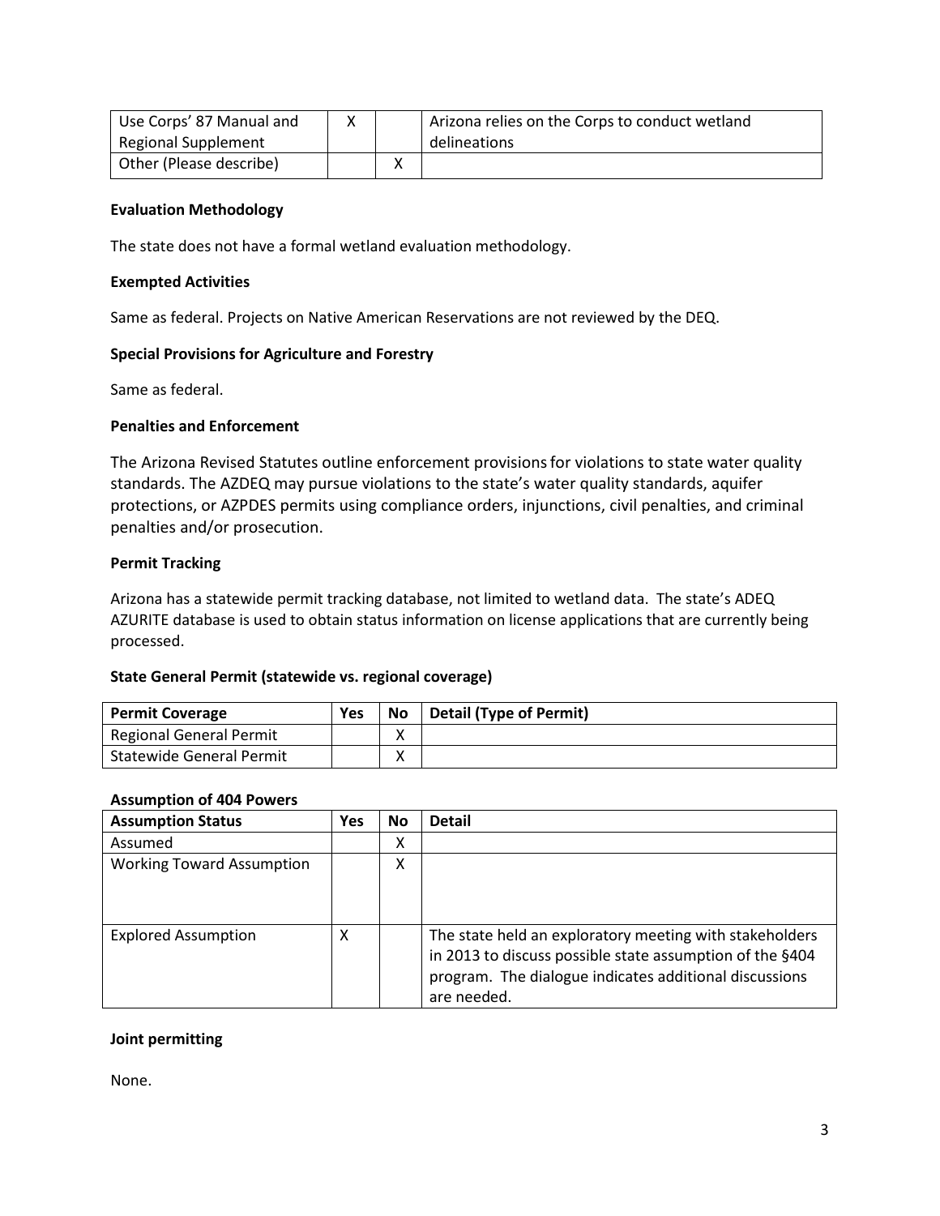| Use Corps' 87 Manual and Regional Supplement | X | | Arizona relies on the Corps to conduct wetland delineations |
|---|---|---|---|
| Other (Please describe) | | X | |

**Evaluation Methodology**

The state does not have a formal wetland evaluation methodology.

**Exempted Activities**

Same as federal. Projects on Native American Reservations are not reviewed by the DEQ.

**Special Provisions for Agriculture and Forestry**

Same as federal.

**Penalties and Enforcement**

The Arizona Revised Statutes outline enforcement provisions for violations to state water quality standards. The AZDEQ may pursue violations to the state's water quality standards, aquifer protections, or AZPDES permits using compliance orders, injunctions, civil penalties, and criminal penalties and/or prosecution.

**Permit Tracking**

Arizona has a statewide permit tracking database, not limited to wetland data. The state's ADEQ AZURITE database is used to obtain status information on license applications that are currently being processed.

**State General Permit (statewide vs. regional coverage)**

| Permit Coverage | Yes | No | Detail (Type of Permit) |
|---|---|---|---|
| Regional General Permit | | X | |
| Statewide General Permit | | X | |

**Assumption of 404 Powers**

| Assumption Status | Yes | No | Detail |
|---|---|---|---|
| Assumed | | X | |
| Working Toward Assumption | | X | |
| Explored Assumption | X | | The state held an exploratory meeting with stakeholders in 2013 to discuss possible state assumption of the §404 program. The dialogue indicates additional discussions are needed. |

**Joint permitting**

None.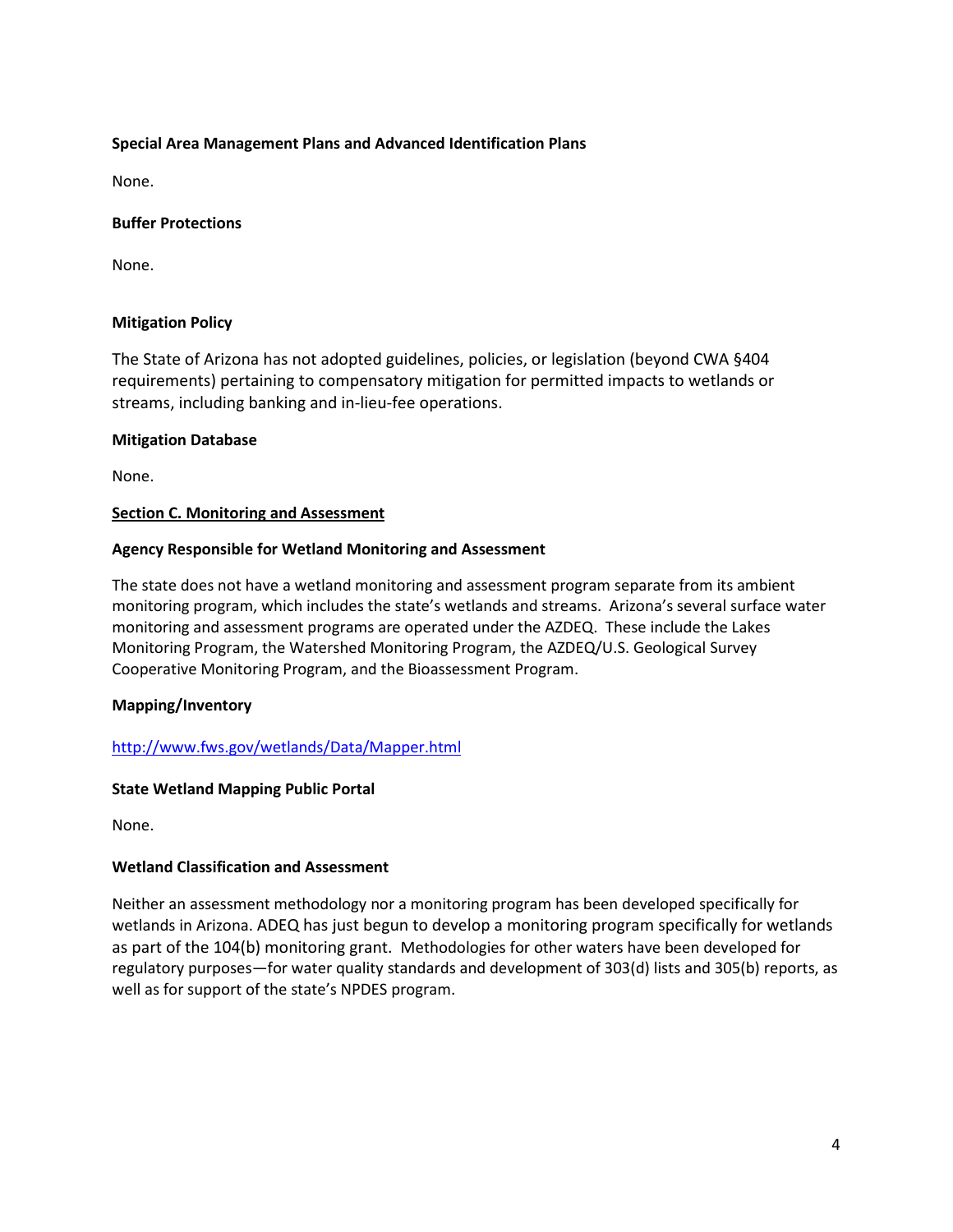**Special Area Management Plans and Advanced Identification Plans**

None.

**Buffer Protections**

None.

**Mitigation Policy**

The State of Arizona has not adopted guidelines, policies, or legislation (beyond CWA §404 requirements) pertaining to compensatory mitigation for permitted impacts to wetlands or streams, including banking and in-lieu-fee operations.

**Mitigation Database**

None.

## Section C. Monitoring and Assessment

**Agency Responsible for Wetland Monitoring and Assessment**

The state does not have a wetland monitoring and assessment program separate from its ambient monitoring program, which includes the state's wetlands and streams. Arizona's several surface water monitoring and assessment programs are operated under the AZDEQ. These include the Lakes Monitoring Program, the Watershed Monitoring Program, the AZDEQ/U.S. Geological Survey Cooperative Monitoring Program, and the Bioassessment Program.

**Mapping/Inventory**

http://www.fws.gov/wetlands/Data/Mapper.html

**State Wetland Mapping Public Portal**

None.

**Wetland Classification and Assessment**

Neither an assessment methodology nor a monitoring program has been developed specifically for wetlands in Arizona. ADEQ has just begun to develop a monitoring program specifically for wetlands as part of the 104(b) monitoring grant. Methodologies for other waters have been developed for regulatory purposes—for water quality standards and development of 303(d) lists and 305(b) reports, as well as for support of the state's NPDES program.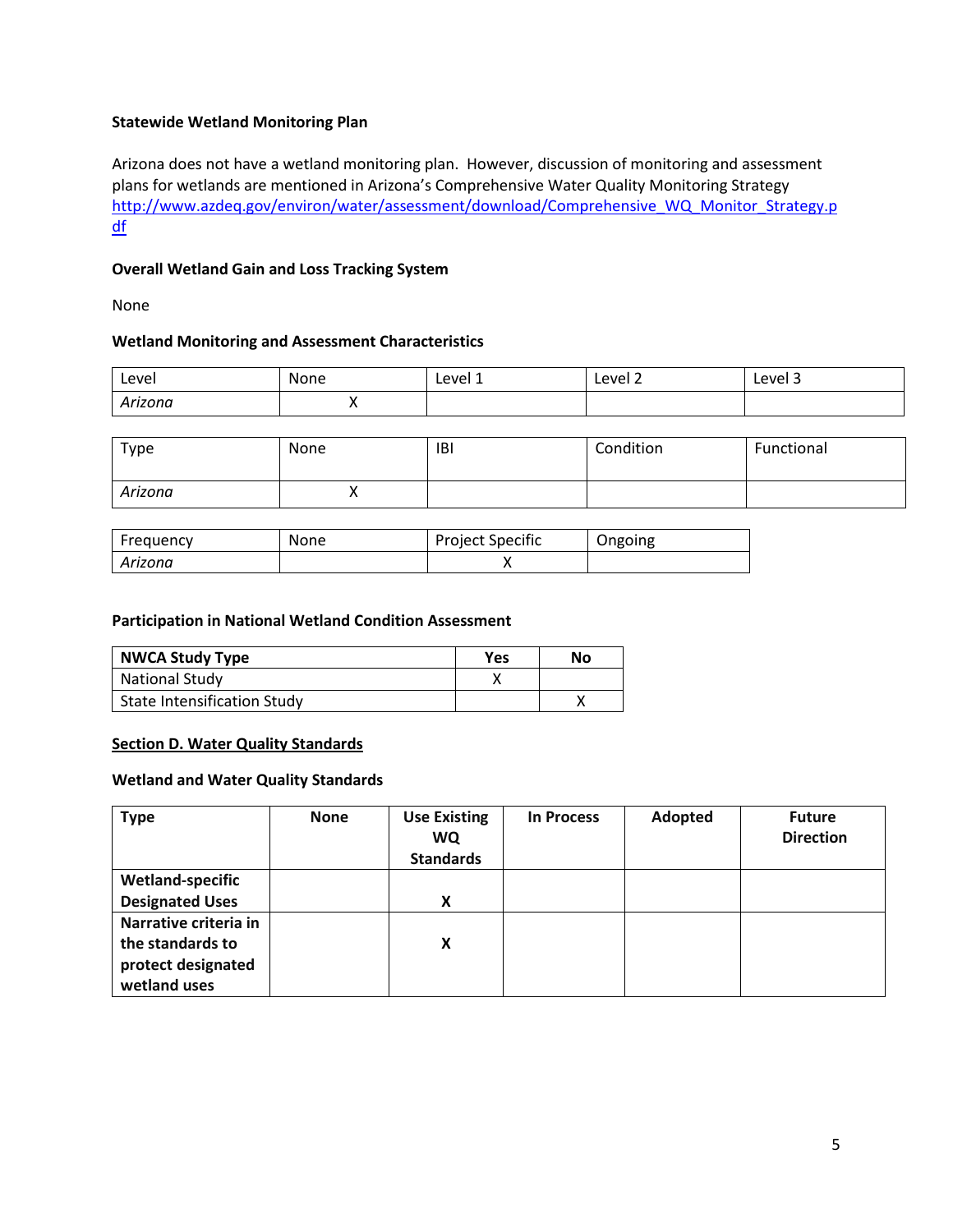### Statewide Wetland Monitoring Plan

Arizona does not have a wetland monitoring plan. However, discussion of monitoring and assessment plans for wetlands are mentioned in Arizona's Comprehensive Water Quality Monitoring Strategy http://www.azdeq.gov/environ/water/assessment/download/Comprehensive_WQ_Monitor_Strategy.pdf

### Overall Wetland Gain and Loss Tracking System

None

### Wetland Monitoring and Assessment Characteristics

| Level | None | Level 1 | Level 2 | Level 3 |
|---|---|---|---|---|
| *Arizona* | X | | | |

| Type | None | IBI | Condition | Functional |
|---|---|---|---|---|
| *Arizona* | X | | | |

| Frequency | None | Project Specific | Ongoing |
|---|---|---|---|
| *Arizona* | | X | |

### Participation in National Wetland Condition Assessment

| NWCA Study Type | Yes | No |
|---|---|---|
| National Study | X | |
| State Intensification Study | | X |

## Section D. Water Quality Standards

### Wetland and Water Quality Standards

| Type | None | Use Existing WQ Standards | In Process | Adopted | Future Direction |
|---|---|---|---|---|---|
| **Wetland-specific Designated Uses** | | **X** | | | |
| **Narrative criteria in the standards to protect designated wetland uses** | | **X** | | | |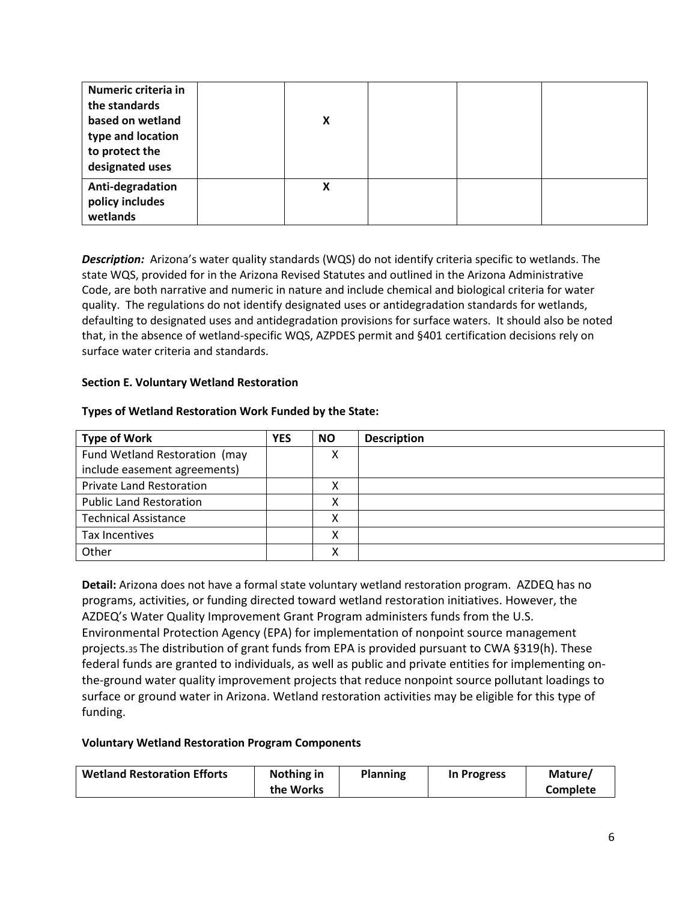| | | | | | |
|---|---|---|---|---|---|
| **Numeric criteria in the standards based on wetland type and location to protect the designated uses** | | X | | | |
| **Anti-degradation policy includes wetlands** | | X | | | |

***Description:*** Arizona's water quality standards (WQS) do not identify criteria specific to wetlands. The state WQS, provided for in the Arizona Revised Statutes and outlined in the Arizona Administrative Code, are both narrative and numeric in nature and include chemical and biological criteria for water quality. The regulations do not identify designated uses or antidegradation standards for wetlands, defaulting to designated uses and antidegradation provisions for surface waters. It should also be noted that, in the absence of wetland-specific WQS, AZPDES permit and §401 certification decisions rely on surface water criteria and standards.

**Section E. Voluntary Wetland Restoration**

**Types of Wetland Restoration Work Funded by the State:**

| Type of Work | YES | NO | Description |
|---|---|---|---|
| Fund Wetland Restoration (may include easement agreements) | | X | |
| Private Land Restoration | | X | |
| Public Land Restoration | | X | |
| Technical Assistance | | X | |
| Tax Incentives | | X | |
| Other | | X | |

**Detail:** Arizona does not have a formal state voluntary wetland restoration program. AZDEQ has no programs, activities, or funding directed toward wetland restoration initiatives. However, the AZDEQ's Water Quality Improvement Grant Program administers funds from the U.S. Environmental Protection Agency (EPA) for implementation of nonpoint source management projects.[35] The distribution of grant funds from EPA is provided pursuant to CWA §319(h). These federal funds are granted to individuals, as well as public and private entities for implementing on-the-ground water quality improvement projects that reduce nonpoint source pollutant loadings to surface or ground water in Arizona. Wetland restoration activities may be eligible for this type of funding.

**Voluntary Wetland Restoration Program Components**

| Wetland Restoration Efforts | Nothing in the Works | Planning | In Progress | Mature/ Complete |
|---|---|---|---|---|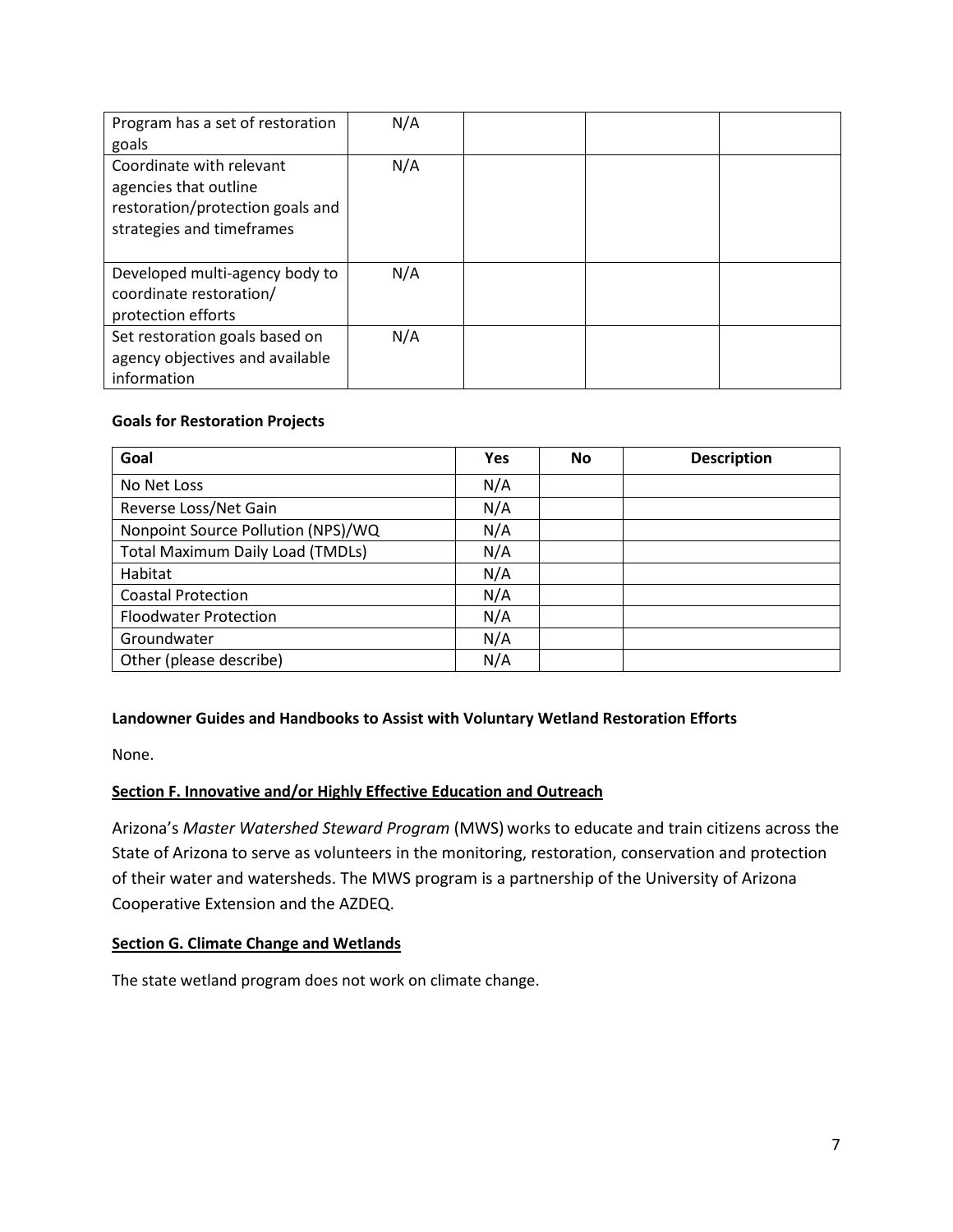| Program has a set of restoration goals | N/A | | | |
|---|---|---|---|---|
| Coordinate with relevant agencies that outline restoration/protection goals and strategies and timeframes | N/A | | | |
| Developed multi-agency body to coordinate restoration/ protection efforts | N/A | | | |
| Set restoration goals based on agency objectives and available information | N/A | | | |

**Goals for Restoration Projects**

| Goal | Yes | No | Description |
|---|---|---|---|
| No Net Loss | N/A | | |
| Reverse Loss/Net Gain | N/A | | |
| Nonpoint Source Pollution (NPS)/WQ | N/A | | |
| Total Maximum Daily Load (TMDLs) | N/A | | |
| Habitat | N/A | | |
| Coastal Protection | N/A | | |
| Floodwater Protection | N/A | | |
| Groundwater | N/A | | |
| Other (please describe) | N/A | | |

**Landowner Guides and Handbooks to Assist with Voluntary Wetland Restoration Efforts**

None.

## Section F. Innovative and/or Highly Effective Education and Outreach

Arizona's *Master Watershed Steward Program* (MWS) works to educate and train citizens across the State of Arizona to serve as volunteers in the monitoring, restoration, conservation and protection of their water and watersheds. The MWS program is a partnership of the University of Arizona Cooperative Extension and the AZDEQ.

## Section G. Climate Change and Wetlands

The state wetland program does not work on climate change.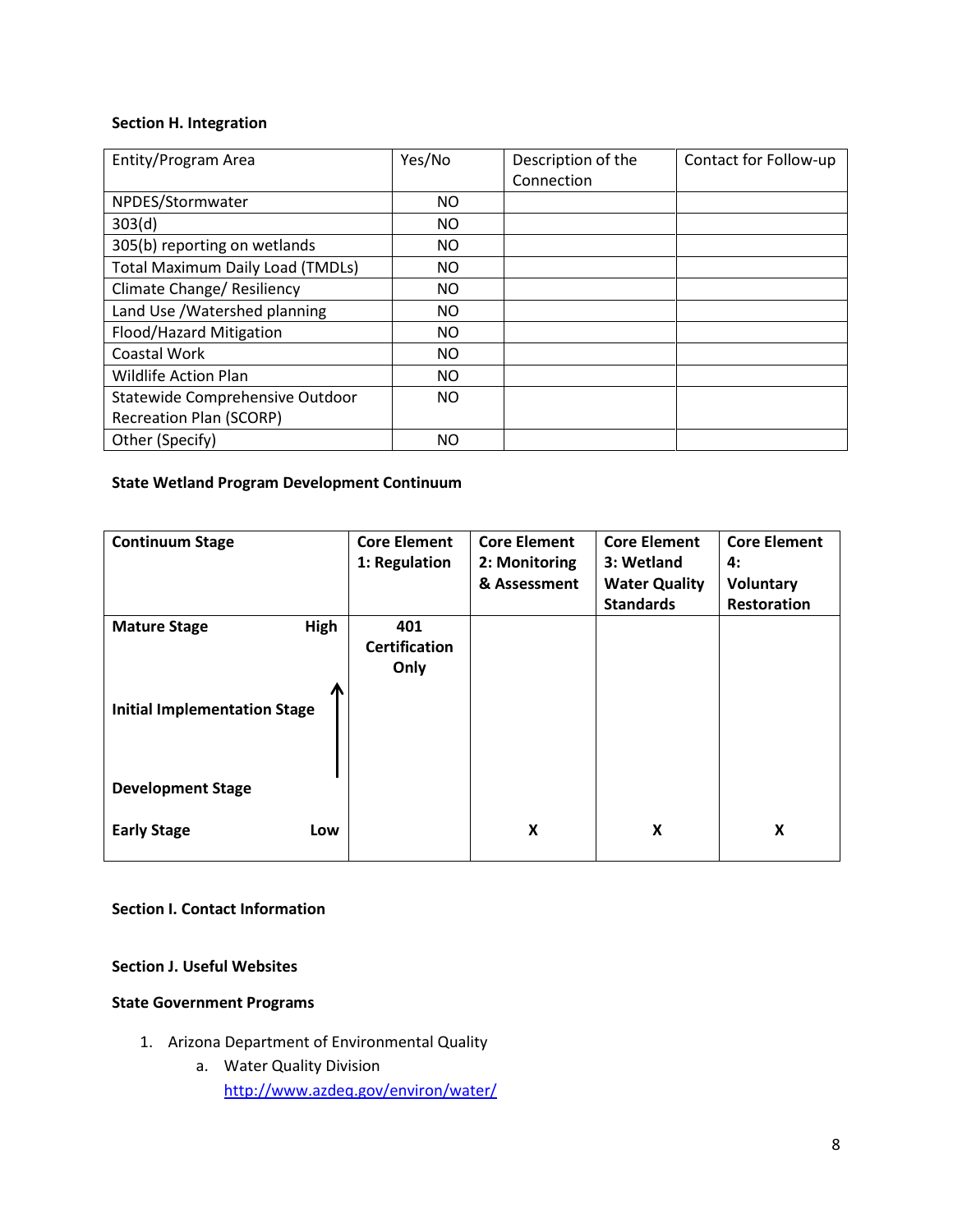**Section H. Integration**

| Entity/Program Area | Yes/No | Description of the Connection | Contact for Follow-up |
|---|---|---|---|
| NPDES/Stormwater | NO | | |
| 303(d) | NO | | |
| 305(b) reporting on wetlands | NO | | |
| Total Maximum Daily Load (TMDLs) | NO | | |
| Climate Change/ Resiliency | NO | | |
| Land Use /Watershed planning | NO | | |
| Flood/Hazard Mitigation | NO | | |
| Coastal Work | NO | | |
| Wildlife Action Plan | NO | | |
| Statewide Comprehensive Outdoor Recreation Plan (SCORP) | NO | | |
| Other (Specify) | NO | | |

**State Wetland Program Development Continuum**

| Continuum Stage | Core Element 1: Regulation | Core Element 2: Monitoring & Assessment | Core Element 3: Wetland Water Quality Standards | Core Element 4: Voluntary Restoration |
|---|---|---|---|---|
| **Mature Stage** (High) | **401 Certification Only** | | | |
| **Initial Implementation Stage** | | | | |
| **Development Stage** | | | | |
| **Early Stage** (Low) | | **X** | **X** | **X** |

**Section I. Contact Information**

**Section J. Useful Websites**

**State Government Programs**

1. Arizona Department of Environmental Quality
   a. Water Quality Division
      http://www.azdeq.gov/environ/water/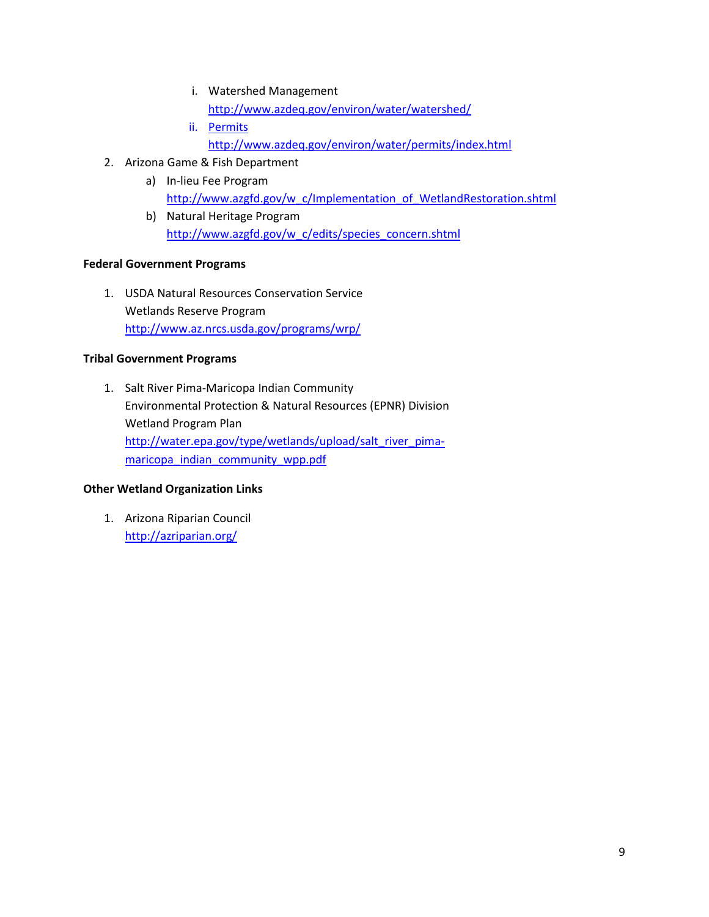i. Watershed Management
      http://www.azdeq.gov/environ/water/watershed/
   ii. Permits
      http://www.azdeq.gov/environ/water/permits/index.html

2. Arizona Game & Fish Department
   a) In-lieu Fee Program
      http://www.azgfd.gov/w_c/Implementation_of_WetlandRestoration.shtml
   b) Natural Heritage Program
      http://www.azgfd.gov/w_c/edits/species_concern.shtml

**Federal Government Programs**

1. USDA Natural Resources Conservation Service
   Wetlands Reserve Program
   http://www.az.nrcs.usda.gov/programs/wrp/

**Tribal Government Programs**

1. Salt River Pima-Maricopa Indian Community
   Environmental Protection & Natural Resources (EPNR) Division
   Wetland Program Plan
   http://water.epa.gov/type/wetlands/upload/salt_river_pima-maricopa_indian_community_wpp.pdf

**Other Wetland Organization Links**

1. Arizona Riparian Council
   http://azriparian.org/